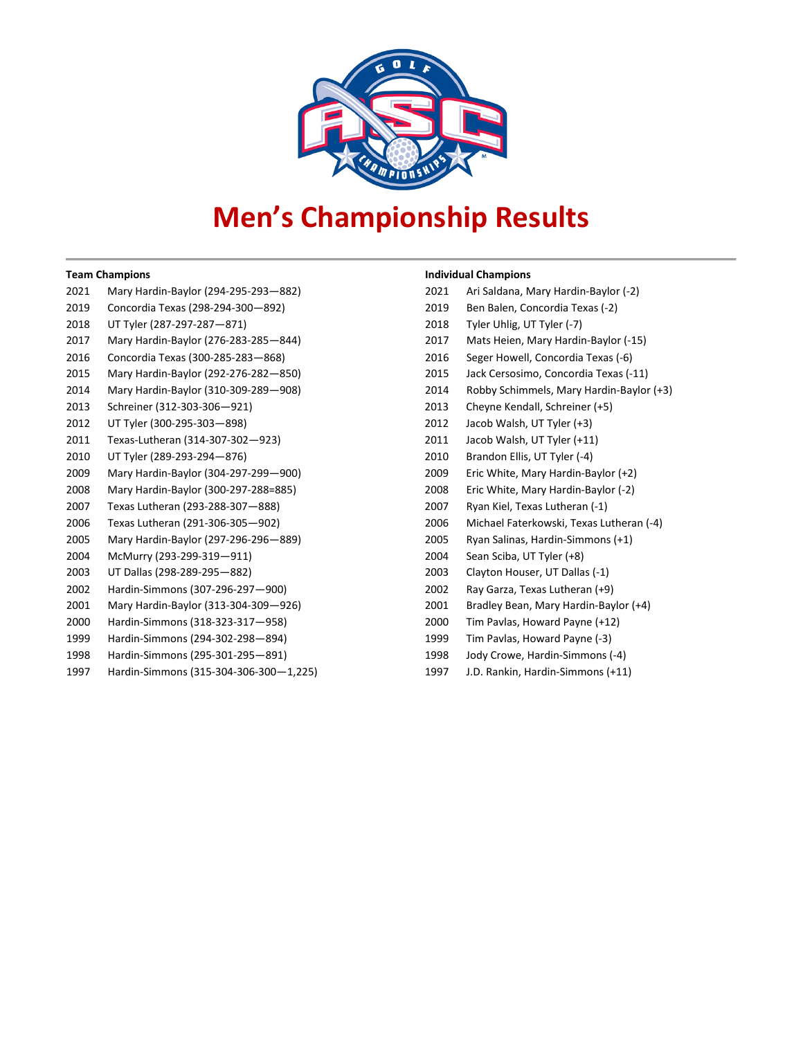// Men's Championship Results

# Men's Championship Results

**Team Champions**

2021 Mary Hardin-Baylor (294-295-293—882)
2019 Concordia Texas (298-294-300—892)
2018 UT Tyler (287-297-287—871)
2017 Mary Hardin-Baylor (276-283-285—844)
2016 Concordia Texas (300-285-283—868)
2015 Mary Hardin-Baylor (292-276-282—850)
2014 Mary Hardin-Baylor (310-309-289—908)
2013 Schreiner (312-303-306—921)
2012 UT Tyler (300-295-303—898)
2011 Texas-Lutheran (314-307-302—923)
2010 UT Tyler (289-293-294—876)
2009 Mary Hardin-Baylor (304-297-299—900)
2008 Mary Hardin-Baylor (300-297-288=885)
2007 Texas Lutheran (293-288-307—888)
2006 Texas Lutheran (291-306-305—902)
2005 Mary Hardin-Baylor (297-296-296—889)
2004 McMurry (293-299-319—911)
2003 UT Dallas (298-289-295—882)
2002 Hardin-Simmons (307-296-297—900)
2001 Mary Hardin-Baylor (313-304-309—926)
2000 Hardin-Simmons (318-323-317—958)
1999 Hardin-Simmons (294-302-298—894)
1998 Hardin-Simmons (295-301-295—891)
1997 Hardin-Simmons (315-304-306-300—1,225)

**Individual Champions**

2021 Ari Saldana, Mary Hardin-Baylor (-2)
2019 Ben Balen, Concordia Texas (-2)
2018 Tyler Uhlig, UT Tyler (-7)
2017 Mats Heien, Mary Hardin-Baylor (-15)
2016 Seger Howell, Concordia Texas (-6)
2015 Jack Cersosimo, Concordia Texas (-11)
2014 Robby Schimmels, Mary Hardin-Baylor (+3)
2013 Cheyne Kendall, Schreiner (+5)
2012 Jacob Walsh, UT Tyler (+3)
2011 Jacob Walsh, UT Tyler (+11)
2010 Brandon Ellis, UT Tyler (-4)
2009 Eric White, Mary Hardin-Baylor (+2)
2008 Eric White, Mary Hardin-Baylor (-2)
2007 Ryan Kiel, Texas Lutheran (-1)
2006 Michael Faterkowski, Texas Lutheran (-4)
2005 Ryan Salinas, Hardin-Simmons (+1)
2004 Sean Sciba, UT Tyler (+8)
2003 Clayton Houser, UT Dallas (-1)
2002 Ray Garza, Texas Lutheran (+9)
2001 Bradley Bean, Mary Hardin-Baylor (+4)
2000 Tim Pavlas, Howard Payne (+12)
1999 Tim Pavlas, Howard Payne (-3)
1998 Jody Crowe, Hardin-Simmons (-4)
1997 J.D. Rankin, Hardin-Simmons (+11)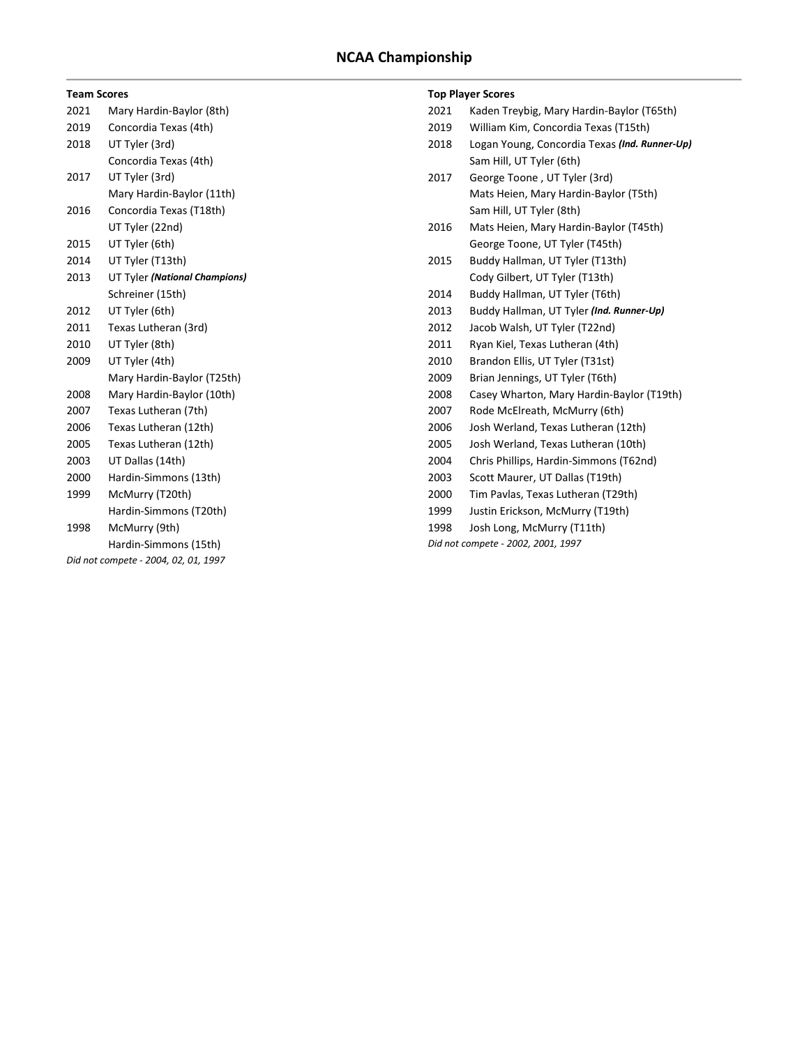## NCAA Championship

**Team Scores**

| | |
|---|---|
| 2021 | Mary Hardin-Baylor (8th) |
| 2019 | Concordia Texas (4th) |
| 2018 | UT Tyler (3rd) |
| | Concordia Texas (4th) |
| 2017 | UT Tyler (3rd) |
| | Mary Hardin-Baylor (11th) |
| 2016 | Concordia Texas (T18th) |
| | UT Tyler (22nd) |
| 2015 | UT Tyler (6th) |
| 2014 | UT Tyler (T13th) |
| 2013 | UT Tyler ***(National Champions)*** |
| | Schreiner (15th) |
| 2012 | UT Tyler (6th) |
| 2011 | Texas Lutheran (3rd) |
| 2010 | UT Tyler (8th) |
| 2009 | UT Tyler (4th) |
| | Mary Hardin-Baylor (T25th) |
| 2008 | Mary Hardin-Baylor (10th) |
| 2007 | Texas Lutheran (7th) |
| 2006 | Texas Lutheran (12th) |
| 2005 | Texas Lutheran (12th) |
| 2003 | UT Dallas (14th) |
| 2000 | Hardin-Simmons (13th) |
| 1999 | McMurry (T20th) |
| | Hardin-Simmons (T20th) |
| 1998 | McMurry (9th) |
| | Hardin-Simmons (15th) |

*Did not compete - 2004, 02, 01, 1997*

**Top Player Scores**

| | |
|---|---|
| 2021 | Kaden Treybig, Mary Hardin-Baylor (T65th) |
| 2019 | William Kim, Concordia Texas (T15th) |
| 2018 | Logan Young, Concordia Texas ***(Ind. Runner-Up)*** |
| | Sam Hill, UT Tyler (6th) |
| 2017 | George Toone , UT Tyler (3rd) |
| | Mats Heien, Mary Hardin-Baylor (T5th) |
| | Sam Hill, UT Tyler (8th) |
| 2016 | Mats Heien, Mary Hardin-Baylor (T45th) |
| | George Toone, UT Tyler (T45th) |
| 2015 | Buddy Hallman, UT Tyler (T13th) |
| | Cody Gilbert, UT Tyler (T13th) |
| 2014 | Buddy Hallman, UT Tyler (T6th) |
| 2013 | Buddy Hallman, UT Tyler ***(Ind. Runner-Up)*** |
| 2012 | Jacob Walsh, UT Tyler (T22nd) |
| 2011 | Ryan Kiel, Texas Lutheran (4th) |
| 2010 | Brandon Ellis, UT Tyler (T31st) |
| 2009 | Brian Jennings, UT Tyler (T6th) |
| 2008 | Casey Wharton, Mary Hardin-Baylor (T19th) |
| 2007 | Rode McElreath, McMurry (6th) |
| 2006 | Josh Werland, Texas Lutheran (12th) |
| 2005 | Josh Werland, Texas Lutheran (10th) |
| 2004 | Chris Phillips, Hardin-Simmons (T62nd) |
| 2003 | Scott Maurer, UT Dallas (T19th) |
| 2000 | Tim Pavlas, Texas Lutheran (T29th) |
| 1999 | Justin Erickson, McMurry (T19th) |
| 1998 | Josh Long, McMurry (T11th) |

*Did not compete - 2002, 2001, 1997*